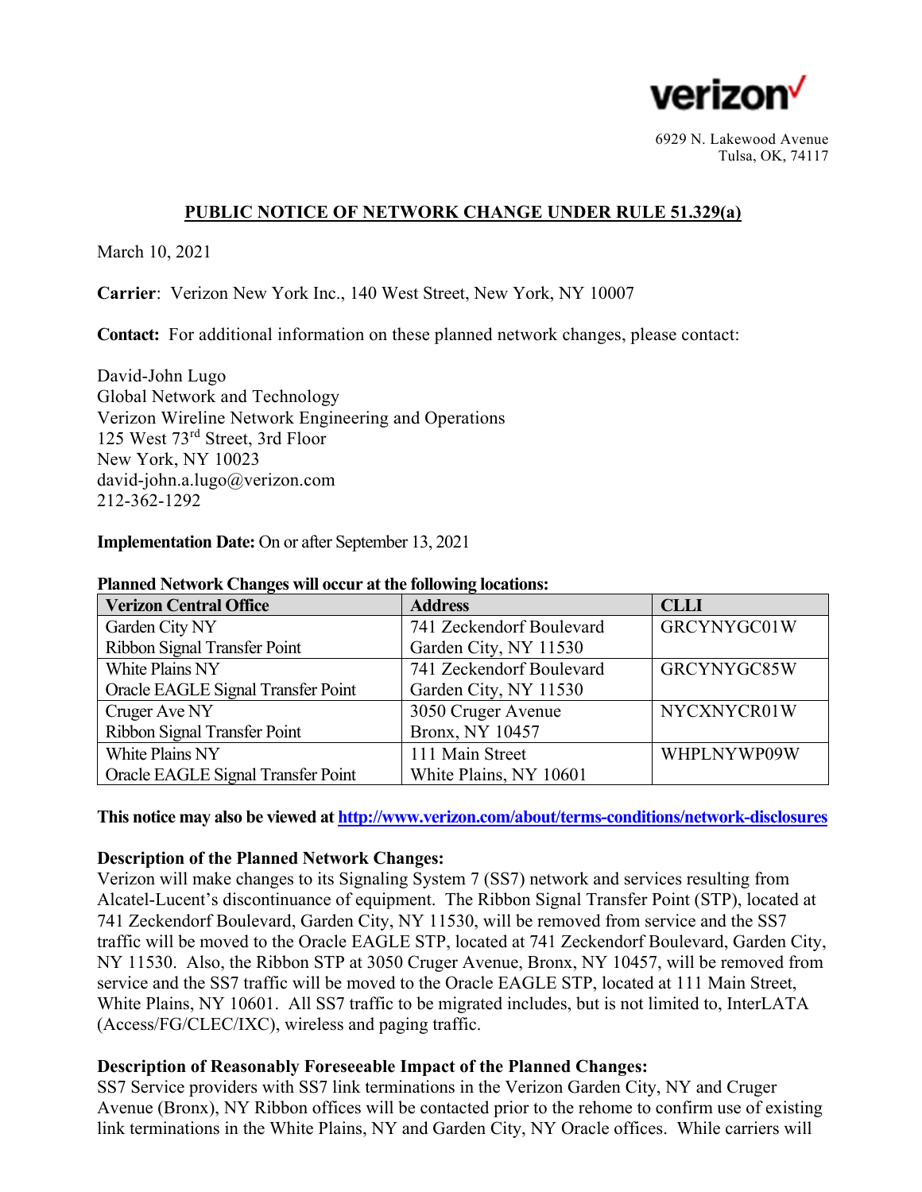verizon

6929 N. Lakewood Avenue
Tulsa, OK, 74117

## PUBLIC NOTICE OF NETWORK CHANGE UNDER RULE 51.329(a)

March 10, 2021

**Carrier**: Verizon New York Inc., 140 West Street, New York, NY 10007

**Contact:** For additional information on these planned network changes, please contact:

David-John Lugo
Global Network and Technology
Verizon Wireline Network Engineering and Operations
125 West 73rd Street, 3rd Floor
New York, NY 10023
david-john.a.lugo@verizon.com
212-362-1292

**Implementation Date:** On or after September 13, 2021

**Planned Network Changes will occur at the following locations:**

| Verizon Central Office | Address | CLLI |
|---|---|---|
| Garden City NY<br>Ribbon Signal Transfer Point | 741 Zeckendorf Boulevard<br>Garden City, NY 11530 | GRCYNYGC01W |
| White Plains NY<br>Oracle EAGLE Signal Transfer Point | 741 Zeckendorf Boulevard<br>Garden City, NY 11530 | GRCYNYGC85W |
| Cruger Ave NY<br>Ribbon Signal Transfer Point | 3050 Cruger Avenue<br>Bronx, NY 10457 | NYCXNYCR01W |
| White Plains NY<br>Oracle EAGLE Signal Transfer Point | 111 Main Street<br>White Plains, NY 10601 | WHPLNYWP09W |

**This notice may also be viewed at http://www.verizon.com/about/terms-conditions/network-disclosures**

**Description of the Planned Network Changes:**
Verizon will make changes to its Signaling System 7 (SS7) network and services resulting from Alcatel-Lucent's discontinuance of equipment. The Ribbon Signal Transfer Point (STP), located at 741 Zeckendorf Boulevard, Garden City, NY 11530, will be removed from service and the SS7 traffic will be moved to the Oracle EAGLE STP, located at 741 Zeckendorf Boulevard, Garden City, NY 11530. Also, the Ribbon STP at 3050 Cruger Avenue, Bronx, NY 10457, will be removed from service and the SS7 traffic will be moved to the Oracle EAGLE STP, located at 111 Main Street, White Plains, NY 10601. All SS7 traffic to be migrated includes, but is not limited to, InterLATA (Access/FG/CLEC/IXC), wireless and paging traffic.

**Description of Reasonably Foreseeable Impact of the Planned Changes:**
SS7 Service providers with SS7 link terminations in the Verizon Garden City, NY and Cruger Avenue (Bronx), NY Ribbon offices will be contacted prior to the rehome to confirm use of existing link terminations in the White Plains, NY and Garden City, NY Oracle offices. While carriers will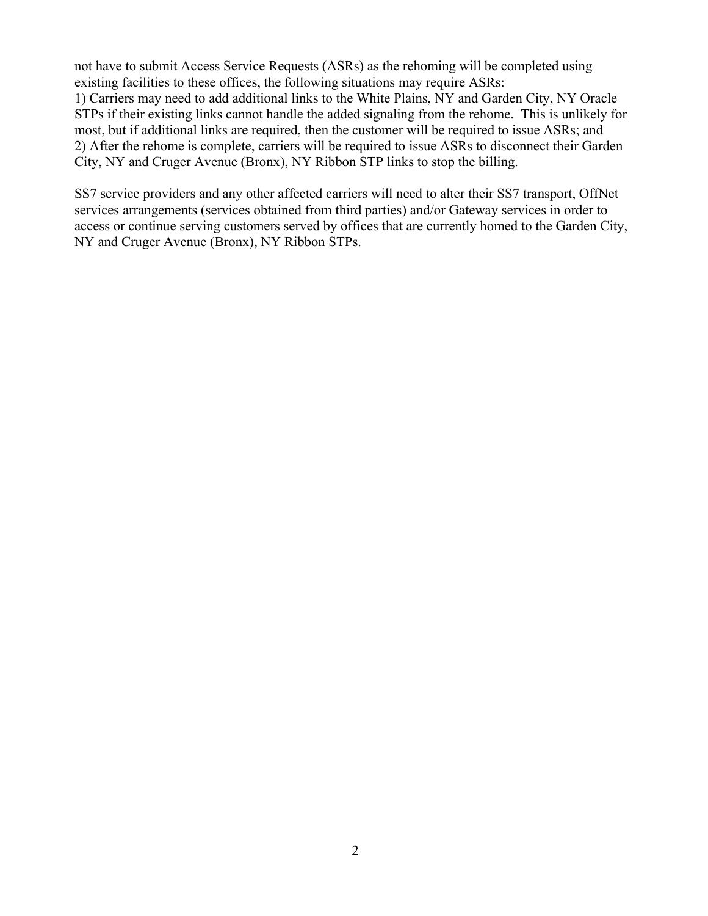not have to submit Access Service Requests (ASRs) as the rehoming will be completed using existing facilities to these offices, the following situations may require ASRs:
1) Carriers may need to add additional links to the White Plains, NY and Garden City, NY Oracle STPs if their existing links cannot handle the added signaling from the rehome. This is unlikely for most, but if additional links are required, then the customer will be required to issue ASRs; and
2) After the rehome is complete, carriers will be required to issue ASRs to disconnect their Garden City, NY and Cruger Avenue (Bronx), NY Ribbon STP links to stop the billing.

SS7 service providers and any other affected carriers will need to alter their SS7 transport, OffNet services arrangements (services obtained from third parties) and/or Gateway services in order to access or continue serving customers served by offices that are currently homed to the Garden City, NY and Cruger Avenue (Bronx), NY Ribbon STPs.